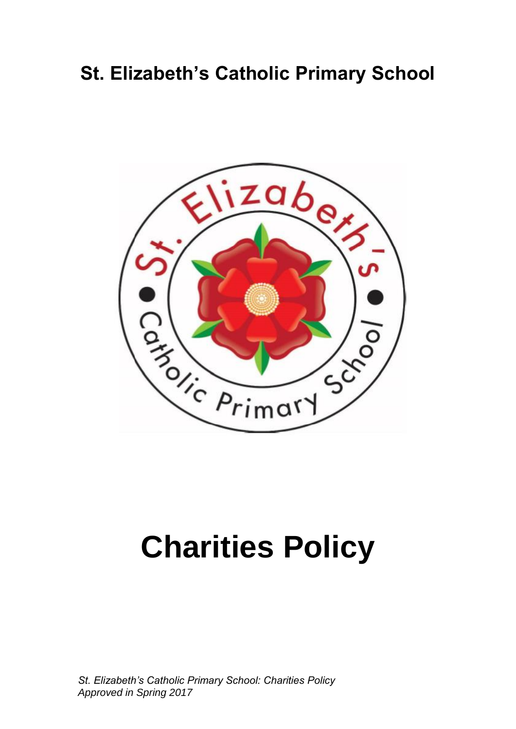# St. Elizabeth's Catholic Primary School

# Charities Policy

*St. Elizabeth's Catholic Primary School: Charities Policy*
*Approved in Spring 2017*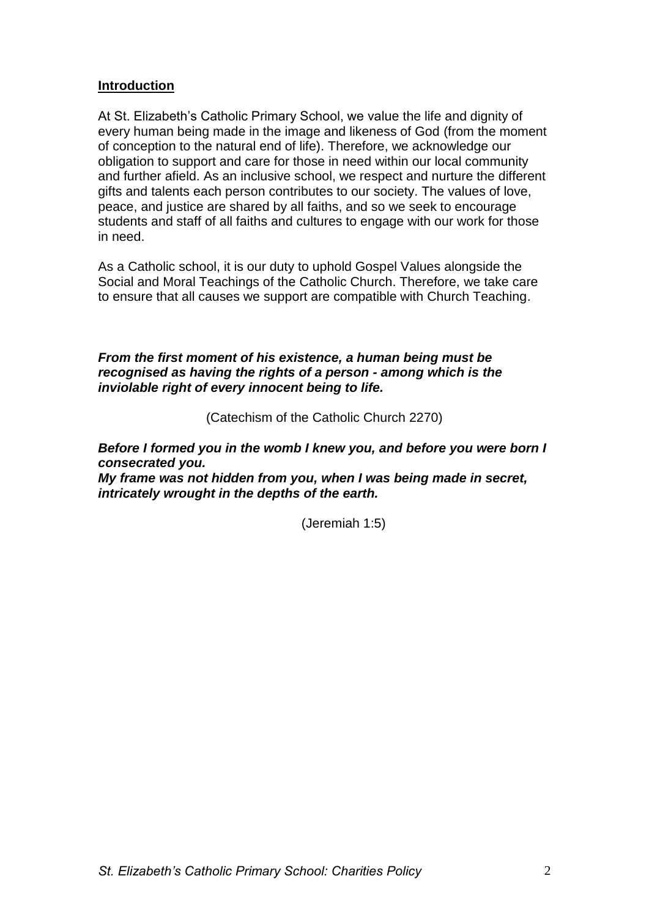## Introduction

At St. Elizabeth's Catholic Primary School, we value the life and dignity of every human being made in the image and likeness of God (from the moment of conception to the natural end of life). Therefore, we acknowledge our obligation to support and care for those in need within our local community and further afield. As an inclusive school, we respect and nurture the different gifts and talents each person contributes to our society. The values of love, peace, and justice are shared by all faiths, and so we seek to encourage students and staff of all faiths and cultures to engage with our work for those in need.

As a Catholic school, it is our duty to uphold Gospel Values alongside the Social and Moral Teachings of the Catholic Church. Therefore, we take care to ensure that all causes we support are compatible with Church Teaching.

***From the first moment of his existence, a human being must be recognised as having the rights of a person - among which is the inviolable right of every innocent being to life.***

(Catechism of the Catholic Church 2270)

***Before I formed you in the womb I knew you, and before you were born I consecrated you.***
***My frame was not hidden from you, when I was being made in secret, intricately wrought in the depths of the earth.***

(Jeremiah 1:5)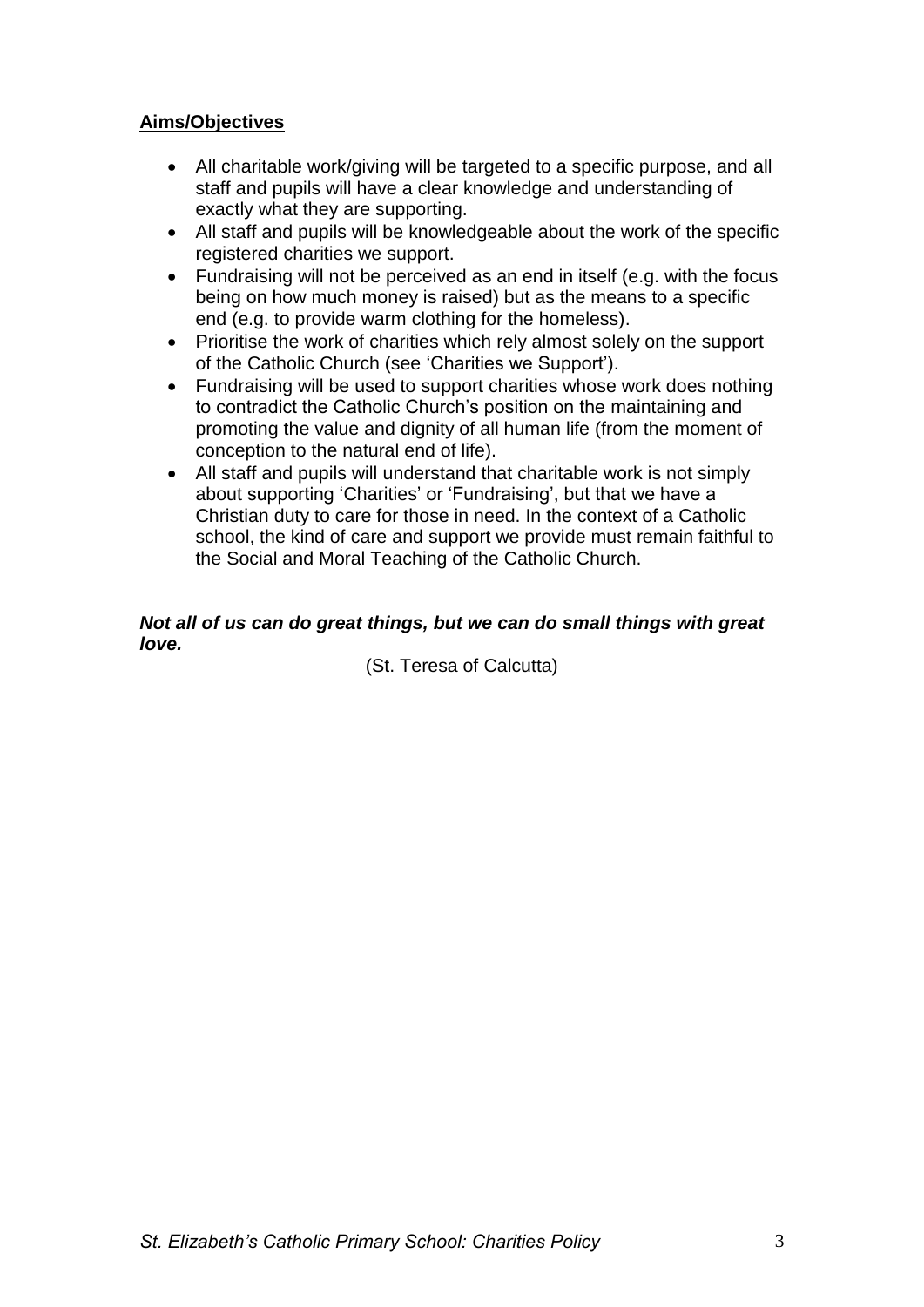## Aims/Objectives

- All charitable work/giving will be targeted to a specific purpose, and all staff and pupils will have a clear knowledge and understanding of exactly what they are supporting.
- All staff and pupils will be knowledgeable about the work of the specific registered charities we support.
- Fundraising will not be perceived as an end in itself (e.g. with the focus being on how much money is raised) but as the means to a specific end (e.g. to provide warm clothing for the homeless).
- Prioritise the work of charities which rely almost solely on the support of the Catholic Church (see 'Charities we Support').
- Fundraising will be used to support charities whose work does nothing to contradict the Catholic Church's position on the maintaining and promoting the value and dignity of all human life (from the moment of conception to the natural end of life).
- All staff and pupils will understand that charitable work is not simply about supporting 'Charities' or 'Fundraising', but that we have a Christian duty to care for those in need. In the context of a Catholic school, the kind of care and support we provide must remain faithful to the Social and Moral Teaching of the Catholic Church.

***Not all of us can do great things, but we can do small things with great love.***

(St. Teresa of Calcutta)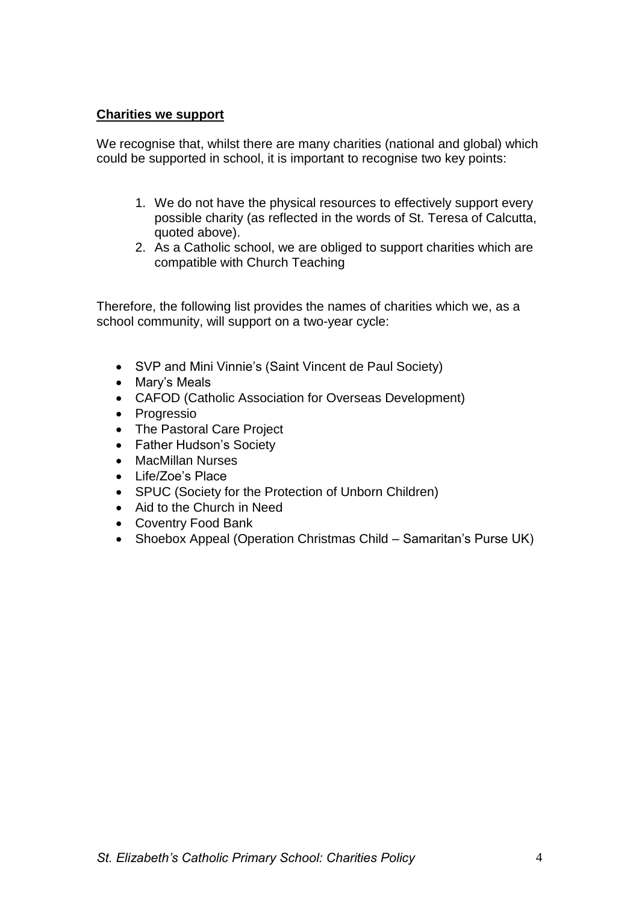## Charities we support

We recognise that, whilst there are many charities (national and global) which could be supported in school, it is important to recognise two key points:

1. We do not have the physical resources to effectively support every possible charity (as reflected in the words of St. Teresa of Calcutta, quoted above).
2. As a Catholic school, we are obliged to support charities which are compatible with Church Teaching

Therefore, the following list provides the names of charities which we, as a school community, will support on a two-year cycle:

- SVP and Mini Vinnie's (Saint Vincent de Paul Society)
- Mary's Meals
- CAFOD (Catholic Association for Overseas Development)
- Progressio
- The Pastoral Care Project
- Father Hudson's Society
- MacMillan Nurses
- Life/Zoe's Place
- SPUC (Society for the Protection of Unborn Children)
- Aid to the Church in Need
- Coventry Food Bank
- Shoebox Appeal (Operation Christmas Child – Samaritan's Purse UK)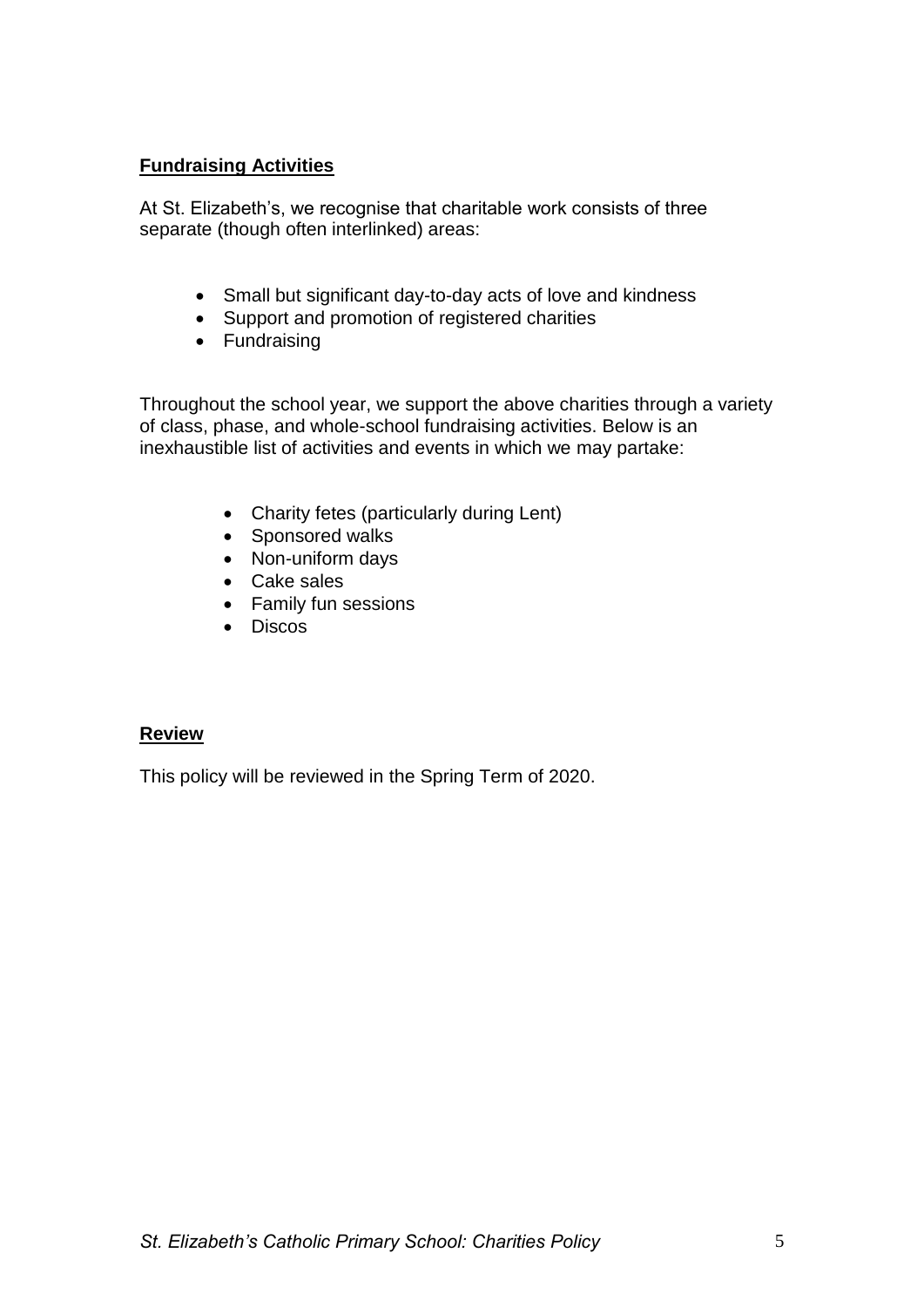## Fundraising Activities

At St. Elizabeth's, we recognise that charitable work consists of three separate (though often interlinked) areas:

- Small but significant day-to-day acts of love and kindness
- Support and promotion of registered charities
- Fundraising

Throughout the school year, we support the above charities through a variety of class, phase, and whole-school fundraising activities. Below is an inexhaustible list of activities and events in which we may partake:

- Charity fetes (particularly during Lent)
- Sponsored walks
- Non-uniform days
- Cake sales
- Family fun sessions
- Discos

## Review

This policy will be reviewed in the Spring Term of 2020.